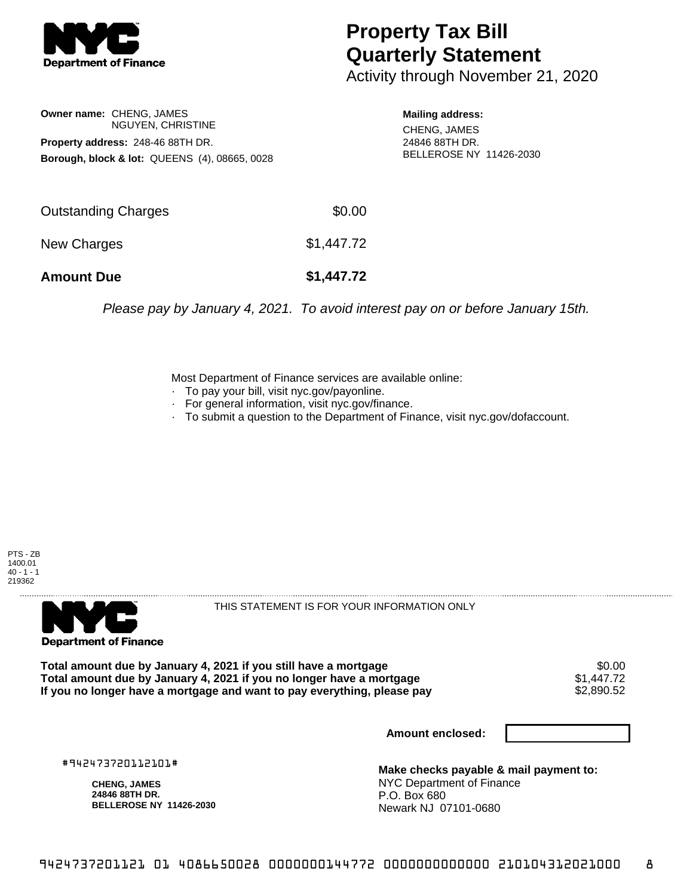# Property Tax Bill Quarterly Statement

Activity through November 21, 2020

**Owner name:** CHENG, JAMES
NGUYEN, CHRISTINE

**Property address:** 248-46 88TH DR.

**Borough, block & lot:** QUEENS (4), 08665, 0028

**Mailing address:**
CHENG, JAMES
24846 88TH DR.
BELLEROSE NY 11426-2030

| | |
|---|---|
| Outstanding Charges | $0.00 |
| New Charges | $1,447.72 |
| **Amount Due** | **$1,447.72** |

*Please pay by January 4, 2021. To avoid interest pay on or before January 15th.*

Most Department of Finance services are available online:

- To pay your bill, visit nyc.gov/payonline.
- For general information, visit nyc.gov/finance.
- To submit a question to the Department of Finance, visit nyc.gov/dofaccount.

PTS - ZB
1400.01
40 - 1 - 1
219362

THIS STATEMENT IS FOR YOUR INFORMATION ONLY

| | |
|---|---|
| **Total amount due by January 4, 2021 if you still have a mortgage** | $0.00 |
| **Total amount due by January 4, 2021 if you no longer have a mortgage** | $1,447.72 |
| **If you no longer have a mortgage and want to pay everything, please pay** | $2,890.52 |

**Amount enclosed:**

#942473720112101#

**CHENG, JAMES**
**24846 88TH DR.**
**BELLEROSE NY 11426-2030**

**Make checks payable & mail payment to:**
NYC Department of Finance
P.O. Box 680
Newark NJ 07101-0680

9424737201121 01 4086650028 0000000144772 0000000000000 210104312021000 8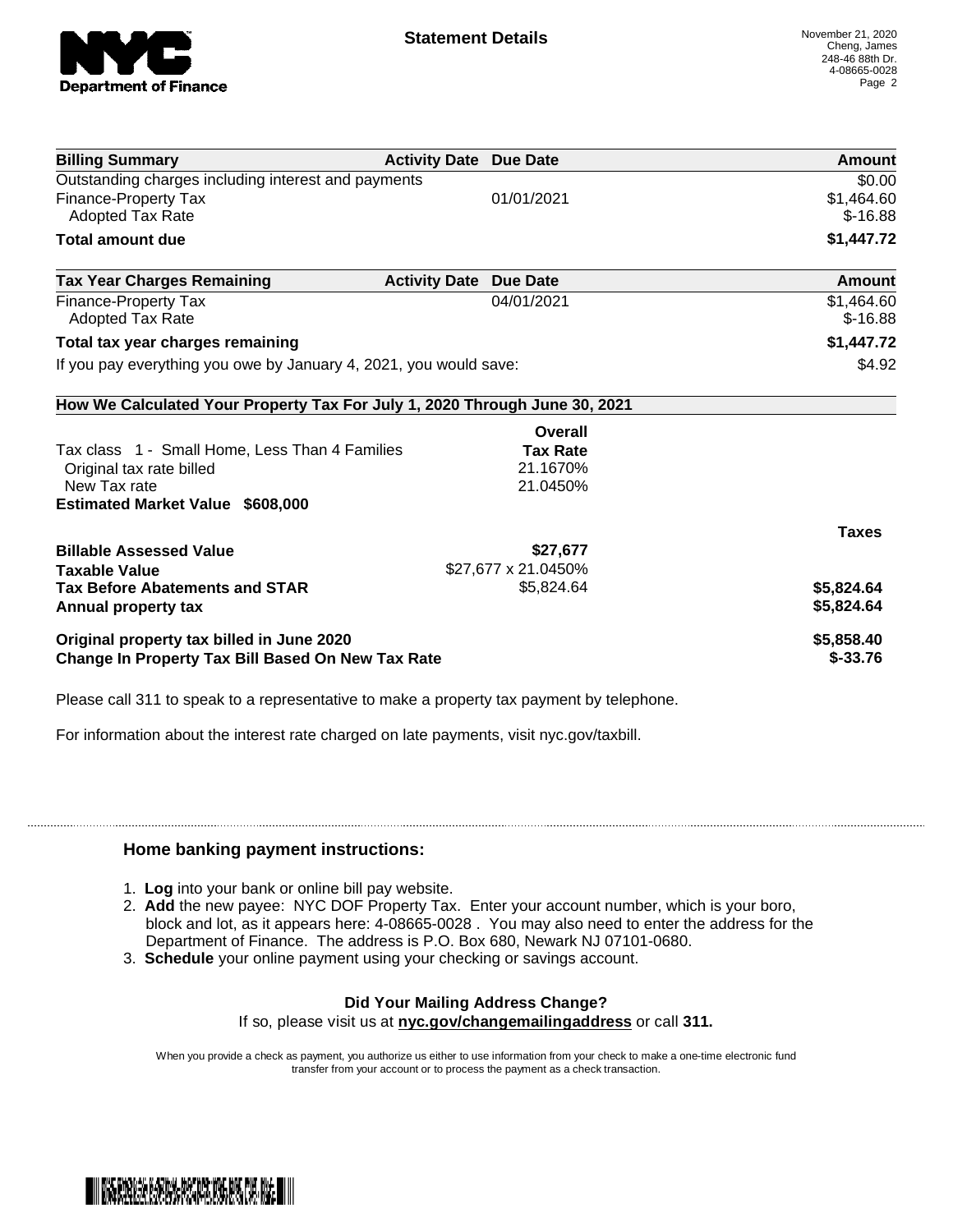# Statement Details

November 21, 2020
Cheng, James
248-46 88th Dr.
4-08665-0028

| Billing Summary | Activity Date | Due Date | Amount |
| --- | --- | --- | --- |
| Outstanding charges including interest and payments | | | $0.00 |
| Finance-Property Tax | | 01/01/2021 | $1,464.60 |
| Adopted Tax Rate | | | $-16.88 |
| **Total amount due** | | | **$1,447.72** |

| Tax Year Charges Remaining | Activity Date | Due Date | Amount |
| --- | --- | --- | --- |
| Finance-Property Tax | | 04/01/2021 | $1,464.60 |
| Adopted Tax Rate | | | $-16.88 |
| **Total tax year charges remaining** | | | **$1,447.72** |
| If you pay everything you owe by January 4, 2021, you would save: | | | $4.92 |

## How We Calculated Your Property Tax For July 1, 2020 Through June 30, 2021

| | Overall Tax Rate | |
| --- | --- | --- |
| Tax class 1 - Small Home, Less Than 4 Families | | |
| Original tax rate billed | 21.1670% | |
| New Tax rate | 21.0450% | |
| **Estimated Market Value $608,000** | | |
| | | **Taxes** |
| **Billable Assessed Value** | **$27,677** | |
| **Taxable Value** | $27,677 x 21.0450% | |
| **Tax Before Abatements and STAR** | $5,824.64 | **$5,824.64** |
| **Annual property tax** | | **$5,824.64** |
| **Original property tax billed in June 2020** | | **$5,858.40** |
| **Change In Property Tax Bill Based On New Tax Rate** | | **$-33.76** |

Please call 311 to speak to a representative to make a property tax payment by telephone.

For information about the interest rate charged on late payments, visit nyc.gov/taxbill.

### Home banking payment instructions:

1. **Log** into your bank or online bill pay website.
2. **Add** the new payee: NYC DOF Property Tax. Enter your account number, which is your boro, block and lot, as it appears here: 4-08665-0028 . You may also need to enter the address for the Department of Finance. The address is P.O. Box 680, Newark NJ 07101-0680.
3. **Schedule** your online payment using your checking or savings account.

**Did Your Mailing Address Change?**

If so, please visit us at **nyc.gov/changemailingaddress** or call **311.**

When you provide a check as payment, you authorize us either to use information from your check to make a one-time electronic fund transfer from your account or to process the payment as a check transaction.